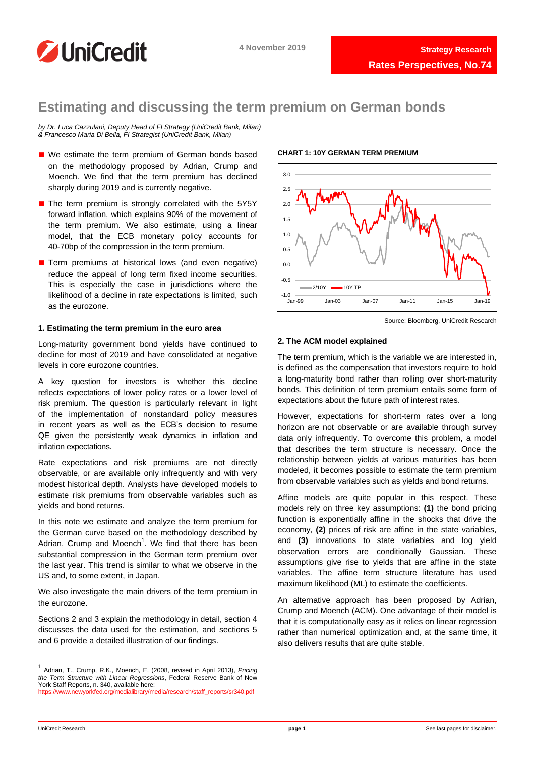# Estimating and discussing the term premium on German bonds

*by Dr. Luca Cazzulani, Deputy Head of FI Strategy (UniCredit Bank, Milan) & Francesco Maria Di Bella, FI Strategist (UniCredit Bank, Milan)*

- We estimate the term premium of German bonds based on the methodology proposed by Adrian, Crump and Moench. We find that the term premium has declined sharply during 2019 and is currently negative.
- The term premium is strongly correlated with the 5Y5Y forward inflation, which explains 90% of the movement of the term premium. We also estimate, using a linear model, that the ECB monetary policy accounts for 40-70bp of the compression in the term premium.
- Term premiums at historical lows (and even negative) reduce the appeal of long term fixed income securities. This is especially the case in jurisdictions where the likelihood of a decline in rate expectations is limited, such as the eurozone.

**CHART 1: 10Y GERMAN TERM PREMIUM**

Source: Bloomberg, UniCredit Research

## 1. Estimating the term premium in the euro area

Long-maturity government bond yields have continued to decline for most of 2019 and have consolidated at negative levels in core eurozone countries.

A key question for investors is whether this decline reflects expectations of lower policy rates or a lower level of risk premium. The question is particularly relevant in light of the implementation of nonstandard policy measures in recent years as well as the ECB's decision to resume QE given the persistently weak dynamics in inflation and inflation expectations.

Rate expectations and risk premiums are not directly observable, or are available only infrequently and with very modest historical depth. Analysts have developed models to estimate risk premiums from observable variables such as yields and bond returns.

In this note we estimate and analyze the term premium for the German curve based on the methodology described by Adrian, Crump and Moench[1]. We find that there has been substantial compression in the German term premium over the last year. This trend is similar to what we observe in the US and, to some extent, in Japan.

We also investigate the main drivers of the term premium in the eurozone.

Sections 2 and 3 explain the methodology in detail, section 4 discusses the data used for the estimation, and sections 5 and 6 provide a detailed illustration of our findings.

## 2. The ACM model explained

The term premium, which is the variable we are interested in, is defined as the compensation that investors require to hold a long-maturity bond rather than rolling over short-maturity bonds. This definition of term premium entails some form of expectations about the future path of interest rates.

However, expectations for short-term rates over a long horizon are not observable or are available through survey data only infrequently. To overcome this problem, a model that describes the term structure is necessary. Once the relationship between yields at various maturities has been modeled, it becomes possible to estimate the term premium from observable variables such as yields and bond returns.

Affine models are quite popular in this respect. These models rely on three key assumptions: **(1)** the bond pricing function is exponentially affine in the shocks that drive the economy, **(2)** prices of risk are affine in the state variables, and **(3)** innovations to state variables and log yield observation errors are conditionally Gaussian. These assumptions give rise to yields that are affine in the state variables. The affine term structure literature has used maximum likelihood (ML) to estimate the coefficients.

An alternative approach has been proposed by Adrian, Crump and Moench (ACM). One advantage of their model is that it is computationally easy as it relies on linear regression rather than numerical optimization and, at the same time, it also delivers results that are quite stable.

[1] Adrian, T., Crump, R.K., Moench, E. (2008, revised in April 2013), *Pricing the Term Structure with Linear Regressions*, Federal Reserve Bank of New York Staff Reports, n. 340, available here: https://www.newyorkfed.org/medialibrary/media/research/staff_reports/sr340.pdf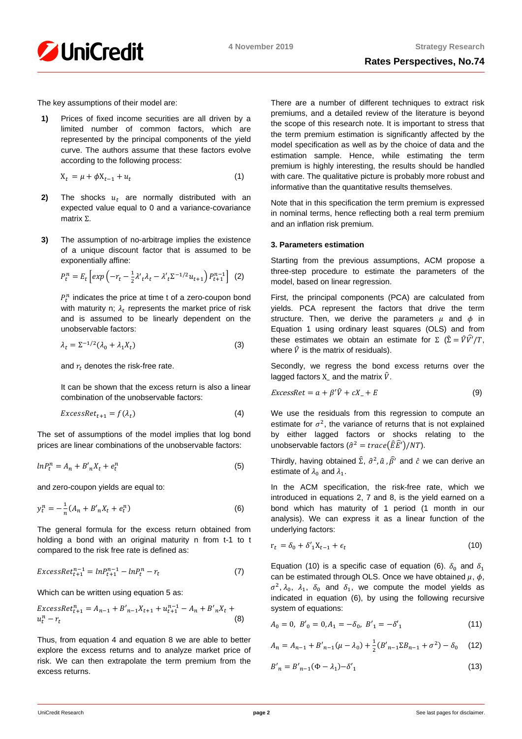The key assumptions of their model are:

**1)** Prices of fixed income securities are all driven by a limited number of common factors, which are represented by the principal components of the yield curve. The authors assume that these factors evolve according to the following process:

$$X_t = \mu + \phi X_{t-1} + u_t \quad (1)$$

**2)** The shocks $u_t$ are normally distributed with an expected value equal to 0 and a variance-covariance matrix $\Sigma$.

**3)** The assumption of no-arbitrage implies the existence of a unique discount factor that is assumed to be exponentially affine:

$$P_t^n = E_t\left[exp\left(-r_t - \frac{1}{2}\lambda'_t\lambda_t - \lambda'_t\Sigma^{-1/2}u_{t+1}\right)P_{t+1}^{n-1}\right] \quad (2)$$

$P_t^n$ indicates the price at time t of a zero-coupon bond with maturity n; $\lambda_t$ represents the market price of risk and is assumed to be linearly dependent on the unobservable factors:

$$\lambda_t = \Sigma^{-1/2}(\lambda_0 + \lambda_1 X_t) \quad (3)$$

and $r_t$ denotes the risk-free rate.

It can be shown that the excess return is also a linear combination of the unobservable factors:

$$ExcessRet_{t+1} = f(\lambda_t) \quad (4)$$

The set of assumptions of the model implies that log bond prices are linear combinations of the unobservable factors:

$$lnP_t^n = A_n + B'_n X_t + e_t^n \quad (5)$$

and zero-coupon yields are equal to:

$$y_t^n = -\frac{1}{n}(A_n + B'_n X_t + e_t^n) \quad (6)$$

The general formula for the excess return obtained from holding a bond with an original maturity n from t-1 to t compared to the risk free rate is defined as:

$$ExcessRet_{t+1}^{n-1} = lnP_{t+1}^{n-1} - lnP_t^n - r_t \quad (7)$$

Which can be written using equation 5 as:

$$ExcessRet_{t+1}^{n} = A_{n-1} + B'_{n-1}X_{t+1} + u_{t+1}^{n-1} - A_n + B'_n X_t + u_t^n - r_t \quad (8)$$

Thus, from equation 4 and equation 8 we are able to better explore the excess returns and to analyze market price of risk. We can then extrapolate the term premium from the excess returns.

There are a number of different techniques to extract risk premiums, and a detailed review of the literature is beyond the scope of this research note. It is important to stress that the term premium estimation is significantly affected by the model specification as well as by the choice of data and the estimation sample. Hence, while estimating the term premium is highly interesting, the results should be handled with care. The qualitative picture is probably more robust and informative than the quantitative results themselves.

Note that in this specification the term premium is expressed in nominal terms, hence reflecting both a real term premium and an inflation risk premium.

### 3. Parameters estimation

Starting from the previous assumptions, ACM propose a three-step procedure to estimate the parameters of the model, based on linear regression.

First, the principal components (PCA) are calculated from yields. PCA represent the factors that drive the term structure. Then, we derive the parameters $\mu$ and $\phi$ in Equation 1 using ordinary least squares (OLS) and from these estimates we obtain an estimate for $\Sigma$ ($\hat{\Sigma} = \hat{V}\hat{V}'/T$, where $\hat{V}$ is the matrix of residuals).

Secondly, we regress the bond excess returns over the lagged factors X_ and the matrix $\hat{V}$.

$$ExcessRet = a + \beta'\hat{V} + cX\_ + E \quad (9)$$

We use the residuals from this regression to compute an estimate for $\sigma^2$, the variance of returns that is not explained by either lagged factors or shocks relating to the unobservable factors ($\hat{\sigma}^2 = trace(\hat{E}\hat{E}')/NT$).

Thirdly, having obtained $\hat{\Sigma}$, $\hat{\sigma}^2, \hat{a}, \hat{\beta}'$ and $\hat{c}$ we can derive an estimate of $\lambda_0$ and $\lambda_1$.

In the ACM specification, the risk-free rate, which we introduced in equations 2, 7 and 8, is the yield earned on a bond which has maturity of 1 period (1 month in our analysis). We can express it as a linear function of the underlying factors:

$$r_t = \delta_0 + \delta'_1 X_{t-1} + \epsilon_t \quad (10)$$

Equation (10) is a specific case of equation (6). $\delta_0$ and $\delta_1$ can be estimated through OLS. Once we have obtained $\mu$, $\phi$, $\sigma^2, \lambda_0$, $\lambda_1$, $\delta_0$ and $\delta_1$, we compute the model yields as indicated in equation (6), by using the following recursive system of equations:

$$A_0 = 0,\ B'_0 = 0, A_1 = -\delta_0,\ B'_1 = -\delta'_1 \quad (11)$$

$$A_n = A_{n-1} + B'_{n-1}(\mu - \lambda_0) + \frac{1}{2}(B'_{n-1}\Sigma B_{n-1} + \sigma^2) - \delta_0 \quad (12)$$

$$B'_n = B'_{n-1}(\Phi - \lambda_1) - \delta'_1 \quad (13)$$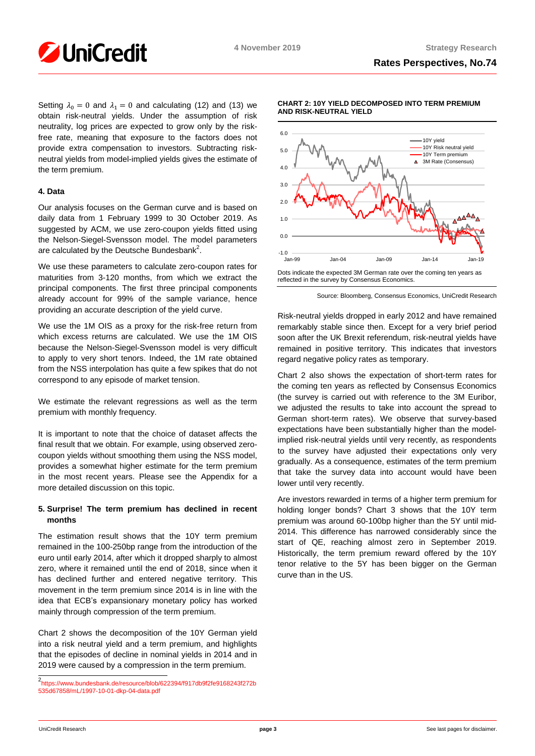Setting $\lambda_0 = 0$ and $\lambda_1 = 0$ and calculating (12) and (13) we obtain risk-neutral yields. Under the assumption of risk neutrality, log prices are expected to grow only by the risk-free rate, meaning that exposure to the factors does not provide extra compensation to investors. Subtracting risk-neutral yields from model-implied yields gives the estimate of the term premium.

### 4. Data

Our analysis focuses on the German curve and is based on daily data from 1 February 1999 to 30 October 2019. As suggested by ACM, we use zero-coupon yields fitted using the Nelson-Siegel-Svensson model. The model parameters are calculated by the Deutsche Bundesbank[2].

We use these parameters to calculate zero-coupon rates for maturities from 3-120 months, from which we extract the principal components. The first three principal components already account for 99% of the sample variance, hence providing an accurate description of the yield curve.

We use the 1M OIS as a proxy for the risk-free return from which excess returns are calculated. We use the 1M OIS because the Nelson-Siegel-Svensson model is very difficult to apply to very short tenors. Indeed, the 1M rate obtained from the NSS interpolation has quite a few spikes that do not correspond to any episode of market tension.

We estimate the relevant regressions as well as the term premium with monthly frequency.

It is important to note that the choice of dataset affects the final result that we obtain. For example, using observed zero-coupon yields without smoothing them using the NSS model, provides a somewhat higher estimate for the term premium in the most recent years. Please see the Appendix for a more detailed discussion on this topic.

### 5. Surprise! The term premium has declined in recent months

The estimation result shows that the 10Y term premium remained in the 100-250bp range from the introduction of the euro until early 2014, after which it dropped sharply to almost zero, where it remained until the end of 2018, since when it has declined further and entered negative territory. This movement in the term premium since 2014 is in line with the idea that ECB's expansionary monetary policy has worked mainly through compression of the term premium.

Chart 2 shows the decomposition of the 10Y German yield into a risk neutral yield and a term premium, and highlights that the episodes of decline in nominal yields in 2014 and in 2019 were caused by a compression in the term premium.

[2] https://www.bundesbank.de/resource/blob/622394/f917db9f2fe9168243f272b535d67858/mL/1997-10-01-dkp-04-data.pdf

**CHART 2: 10Y YIELD DECOMPOSED INTO TERM PREMIUM AND RISK-NEUTRAL YIELD**

Dots indicate the expected 3M German rate over the coming ten years as reflected in the survey by Consensus Economics.

Source: Bloomberg, Consensus Economics, UniCredit Research

Risk-neutral yields dropped in early 2012 and have remained remarkably stable since then. Except for a very brief period soon after the UK Brexit referendum, risk-neutral yields have remained in positive territory. This indicates that investors regard negative policy rates as temporary.

Chart 2 also shows the expectation of short-term rates for the coming ten years as reflected by Consensus Economics (the survey is carried out with reference to the 3M Euribor, we adjusted the results to take into account the spread to German short-term rates). We observe that survey-based expectations have been substantially higher than the model-implied risk-neutral yields until very recently, as respondents to the survey have adjusted their expectations only very gradually. As a consequence, estimates of the term premium that take the survey data into account would have been lower until very recently.

Are investors rewarded in terms of a higher term premium for holding longer bonds? Chart 3 shows that the 10Y term premium was around 60-100bp higher than the 5Y until mid-2014. This difference has narrowed considerably since the start of QE, reaching almost zero in September 2019. Historically, the term premium reward offered by the 10Y tenor relative to the 5Y has been bigger on the German curve than in the US.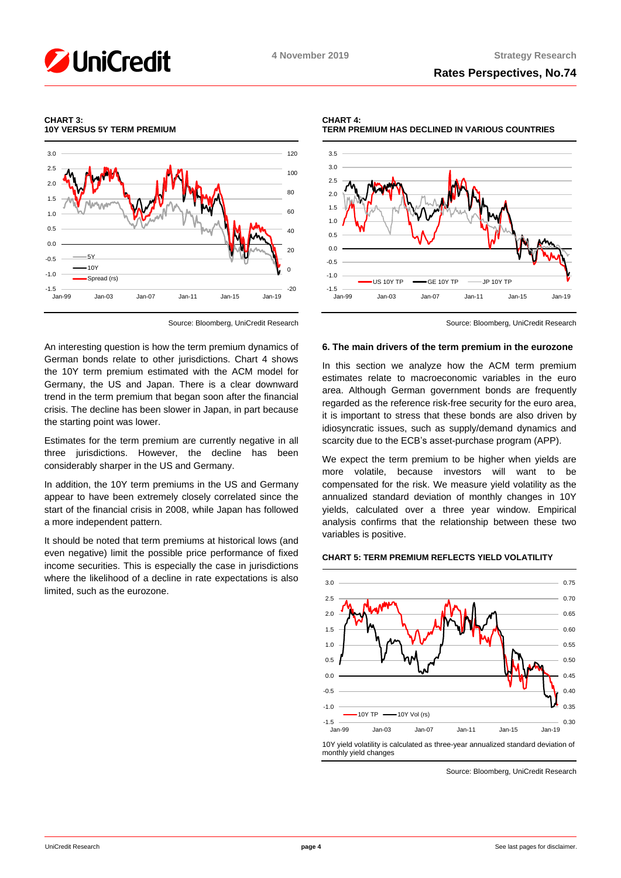**CHART 3: 10Y VERSUS 5Y TERM PREMIUM**

Source: Bloomberg, UniCredit Research

**CHART 4: TERM PREMIUM HAS DECLINED IN VARIOUS COUNTRIES**

Source: Bloomberg, UniCredit Research

An interesting question is how the term premium dynamics of German bonds relate to other jurisdictions. Chart 4 shows the 10Y term premium estimated with the ACM model for Germany, the US and Japan. There is a clear downward trend in the term premium that began soon after the financial crisis. The decline has been slower in Japan, in part because the starting point was lower.

Estimates for the term premium are currently negative in all three jurisdictions. However, the decline has been considerably sharper in the US and Germany.

In addition, the 10Y term premiums in the US and Germany appear to have been extremely closely correlated since the start of the financial crisis in 2008, while Japan has followed a more independent pattern.

It should be noted that term premiums at historical lows (and even negative) limit the possible price performance of fixed income securities. This is especially the case in jurisdictions where the likelihood of a decline in rate expectations is also limited, such as the eurozone.

## 6. The main drivers of the term premium in the eurozone

In this section we analyze how the ACM term premium estimates relate to macroeconomic variables in the euro area. Although German government bonds are frequently regarded as the reference risk-free security for the euro area, it is important to stress that these bonds are also driven by idiosyncratic issues, such as supply/demand dynamics and scarcity due to the ECB's asset-purchase program (APP).

We expect the term premium to be higher when yields are more volatile, because investors will want to be compensated for the risk. We measure yield volatility as the annualized standard deviation of monthly changes in 10Y yields, calculated over a three year window. Empirical analysis confirms that the relationship between these two variables is positive.

**CHART 5: TERM PREMIUM REFLECTS YIELD VOLATILITY**

10Y yield volatility is calculated as three-year annualized standard deviation of monthly yield changes

Source: Bloomberg, UniCredit Research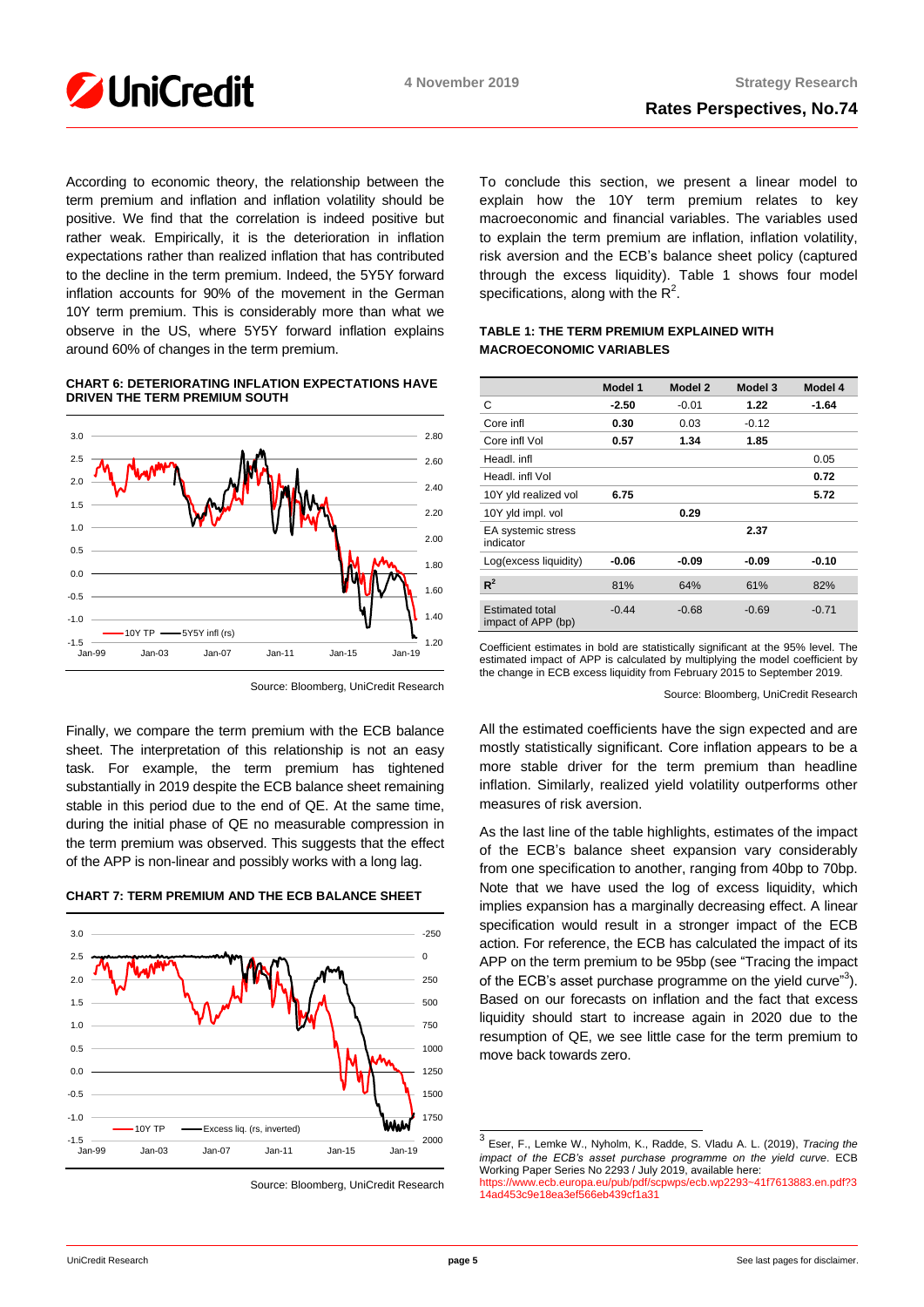According to economic theory, the relationship between the term premium and inflation and inflation volatility should be positive. We find that the correlation is indeed positive but rather weak. Empirically, it is the deterioration in inflation expectations rather than realized inflation that has contributed to the decline in the term premium. Indeed, the 5Y5Y forward inflation accounts for 90% of the movement in the German 10Y term premium. This is considerably more than what we observe in the US, where 5Y5Y forward inflation explains around 60% of changes in the term premium.

**CHART 6: DETERIORATING INFLATION EXPECTATIONS HAVE DRIVEN THE TERM PREMIUM SOUTH**

Source: Bloomberg, UniCredit Research

Finally, we compare the term premium with the ECB balance sheet. The interpretation of this relationship is not an easy task. For example, the term premium has tightened substantially in 2019 despite the ECB balance sheet remaining stable in this period due to the end of QE. At the same time, during the initial phase of QE no measurable compression in the term premium was observed. This suggests that the effect of the APP is non-linear and possibly works with a long lag.

**CHART 7: TERM PREMIUM AND THE ECB BALANCE SHEET**

Source: Bloomberg, UniCredit Research

To conclude this section, we present a linear model to explain how the 10Y term premium relates to key macroeconomic and financial variables. The variables used to explain the term premium are inflation, inflation volatility, risk aversion and the ECB's balance sheet policy (captured through the excess liquidity). Table 1 shows four model specifications, along with the $R^2$.

**TABLE 1: THE TERM PREMIUM EXPLAINED WITH MACROECONOMIC VARIABLES**

| | Model 1 | Model 2 | Model 3 | Model 4 |
|---|---|---|---|---|
| C | **-2.50** | -0.01 | **1.22** | **-1.64** |
| Core infl | **0.30** | 0.03 | -0.12 | |
| Core infl Vol | **0.57** | **1.34** | **1.85** | |
| Headl. infl | | | | 0.05 |
| Headl. infl Vol | | | | **0.72** |
| 10Y yld realized vol | **6.75** | | | **5.72** |
| 10Y yld impl. vol | | **0.29** | | |
| EA systemic stress indicator | | | **2.37** | |
| Log(excess liquidity) | **-0.06** | **-0.09** | **-0.09** | **-0.10** |
| $R^2$ | 81% | 64% | 61% | 82% |
| Estimated total impact of APP (bp) | -0.44 | -0.68 | -0.69 | -0.71 |

Coefficient estimates in bold are statistically significant at the 95% level. The estimated impact of APP is calculated by multiplying the model coefficient by the change in ECB excess liquidity from February 2015 to September 2019.

Source: Bloomberg, UniCredit Research

All the estimated coefficients have the sign expected and are mostly statistically significant. Core inflation appears to be a more stable driver for the term premium than headline inflation. Similarly, realized yield volatility outperforms other measures of risk aversion.

As the last line of the table highlights, estimates of the impact of the ECB's balance sheet expansion vary considerably from one specification to another, ranging from 40bp to 70bp. Note that we have used the log of excess liquidity, which implies expansion has a marginally decreasing effect. A linear specification would result in a stronger impact of the ECB action. For reference, the ECB has calculated the impact of its APP on the term premium to be 95bp (see "Tracing the impact of the ECB's asset purchase programme on the yield curve"[3]). Based on our forecasts on inflation and the fact that excess liquidity should start to increase again in 2020 due to the resumption of QE, we see little case for the term premium to move back towards zero.

---

[3] Eser, F., Lemke W., Nyholm, K., Radde, S. Vladu A. L. (2019), *Tracing the impact of the ECB's asset purchase programme on the yield curve*. ECB Working Paper Series No 2293 / July 2019, available here: https://www.ecb.europa.eu/pub/pdf/scpwps/ecb.wp2293~41f7613883.en.pdf?314ad453c9e18ea3ef566eb439cf1a31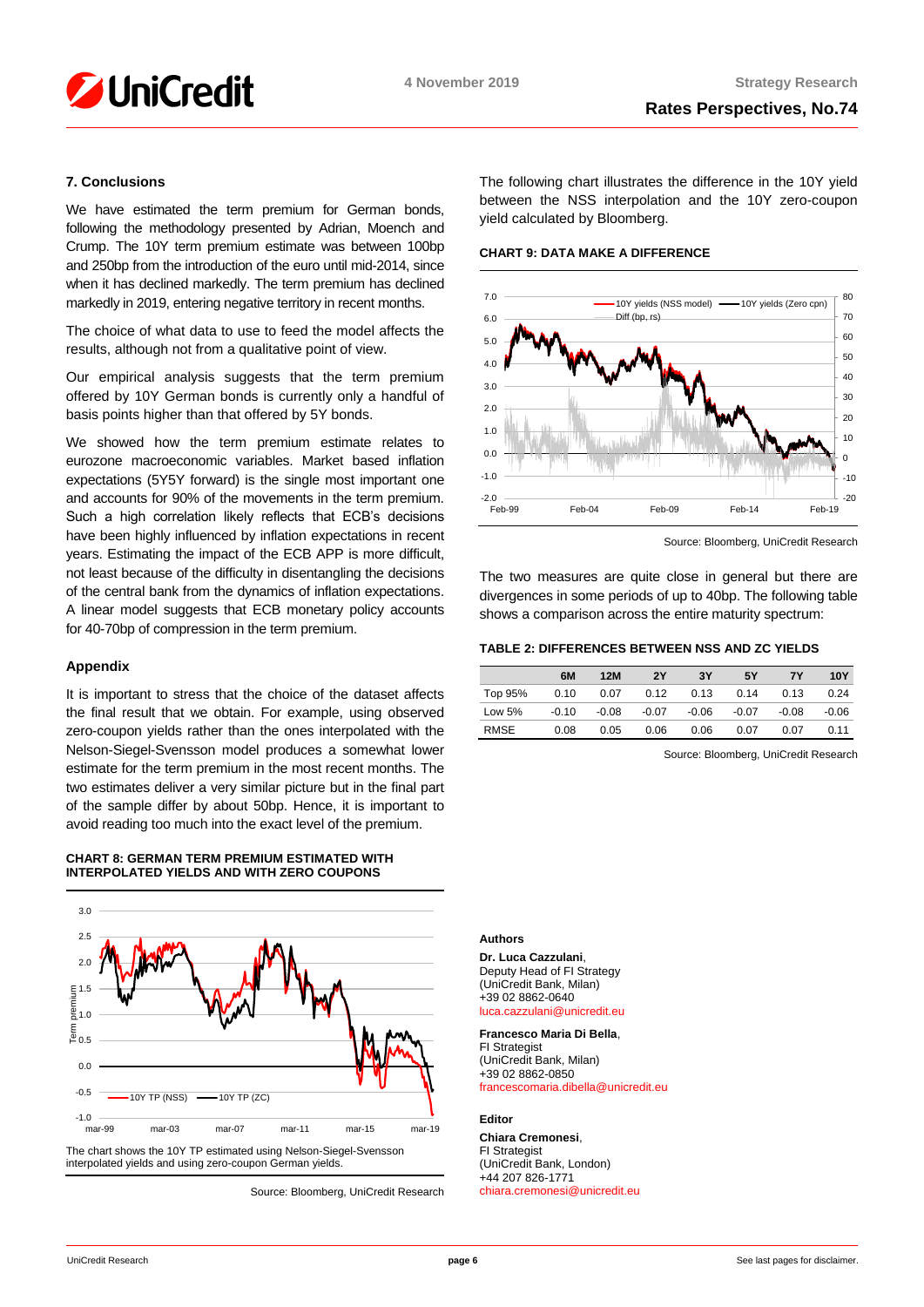## 7. Conclusions

We have estimated the term premium for German bonds, following the methodology presented by Adrian, Moench and Crump. The 10Y term premium estimate was between 100bp and 250bp from the introduction of the euro until mid-2014, since when it has declined markedly. The term premium has declined markedly in 2019, entering negative territory in recent months.

The choice of what data to use to feed the model affects the results, although not from a qualitative point of view.

Our empirical analysis suggests that the term premium offered by 10Y German bonds is currently only a handful of basis points higher than that offered by 5Y bonds.

We showed how the term premium estimate relates to eurozone macroeconomic variables. Market based inflation expectations (5Y5Y forward) is the single most important one and accounts for 90% of the movements in the term premium. Such a high correlation likely reflects that ECB's decisions have been highly influenced by inflation expectations in recent years. Estimating the impact of the ECB APP is more difficult, not least because of the difficulty in disentangling the decisions of the central bank from the dynamics of inflation expectations. A linear model suggests that ECB monetary policy accounts for 40-70bp of compression in the term premium.

## Appendix

It is important to stress that the choice of the dataset affects the final result that we obtain. For example, using observed zero-coupon yields rather than the ones interpolated with the Nelson-Siegel-Svensson model produces a somewhat lower estimate for the term premium in the most recent months. The two estimates deliver a very similar picture but in the final part of the sample differ by about 50bp. Hence, it is important to avoid reading too much into the exact level of the premium.

**CHART 8: GERMAN TERM PREMIUM ESTIMATED WITH INTERPOLATED YIELDS AND WITH ZERO COUPONS**

The chart shows the 10Y TP estimated using Nelson-Siegel-Svensson interpolated yields and using zero-coupon German yields.

Source: Bloomberg, UniCredit Research

The following chart illustrates the difference in the 10Y yield between the NSS interpolation and the 10Y zero-coupon yield calculated by Bloomberg.

**CHART 9: DATA MAKE A DIFFERENCE**

Source: Bloomberg, UniCredit Research

The two measures are quite close in general but there are divergences in some periods of up to 40bp. The following table shows a comparison across the entire maturity spectrum:

**TABLE 2: DIFFERENCES BETWEEN NSS AND ZC YIELDS**

| | 6M | 12M | 2Y | 3Y | 5Y | 7Y | 10Y |
|---|---|---|---|---|---|---|---|
| Top 95% | 0.10 | 0.07 | 0.12 | 0.13 | 0.14 | 0.13 | 0.24 |
| Low 5% | -0.10 | -0.08 | -0.07 | -0.06 | -0.07 | -0.08 | -0.06 |
| RMSE | 0.08 | 0.05 | 0.06 | 0.06 | 0.07 | 0.07 | 0.11 |

Source: Bloomberg, UniCredit Research

**Authors**

**Dr. Luca Cazzulani**,
Deputy Head of FI Strategy
(UniCredit Bank, Milan)
+39 02 8862-0640
luca.cazzulani@unicredit.eu

**Francesco Maria Di Bella**,
FI Strategist
(UniCredit Bank, Milan)
+39 02 8862-0850
francescomaria.dibella@unicredit.eu

**Editor**

**Chiara Cremonesi**,
FI Strategist
(UniCredit Bank, London)
+44 207 826-1771
chiara.cremonesi@unicredit.eu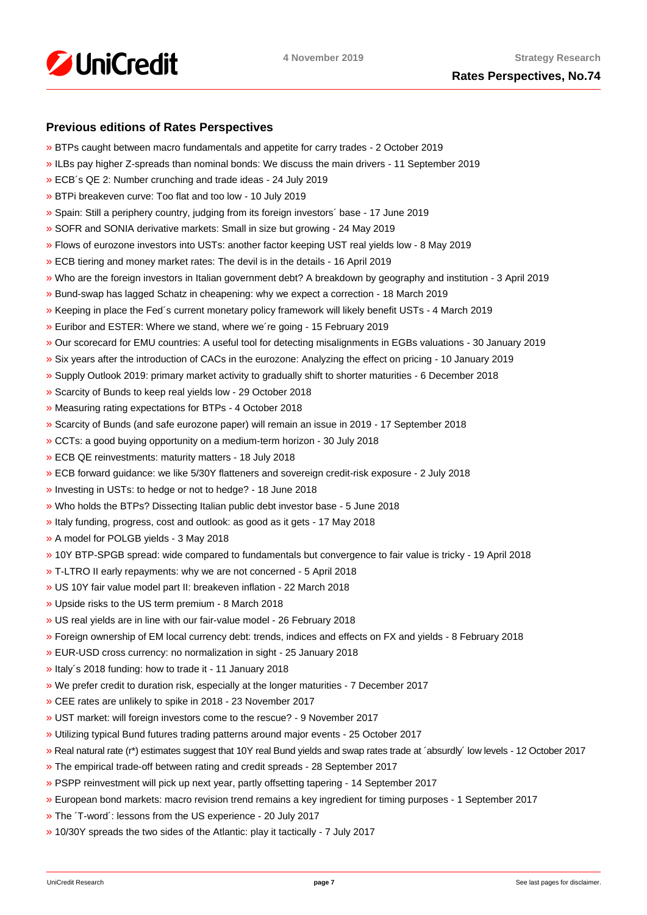## Previous editions of Rates Perspectives

» BTPs caught between macro fundamentals and appetite for carry trades - 2 October 2019
» ILBs pay higher Z-spreads than nominal bonds: We discuss the main drivers - 11 September 2019
» ECB´s QE 2: Number crunching and trade ideas - 24 July 2019
» BTPi breakeven curve: Too flat and too low - 10 July 2019
» Spain: Still a periphery country, judging from its foreign investors´ base - 17 June 2019
» SOFR and SONIA derivative markets: Small in size but growing - 24 May 2019
» Flows of eurozone investors into USTs: another factor keeping UST real yields low - 8 May 2019
» ECB tiering and money market rates: The devil is in the details - 16 April 2019
» Who are the foreign investors in Italian government debt? A breakdown by geography and institution - 3 April 2019
» Bund-swap has lagged Schatz in cheapening: why we expect a correction - 18 March 2019
» Keeping in place the Fed´s current monetary policy framework will likely benefit USTs - 4 March 2019
» Euribor and ESTER: Where we stand, where we´re going - 15 February 2019
» Our scorecard for EMU countries: A useful tool for detecting misalignments in EGBs valuations - 30 January 2019
» Six years after the introduction of CACs in the eurozone: Analyzing the effect on pricing - 10 January 2019
» Supply Outlook 2019: primary market activity to gradually shift to shorter maturities - 6 December 2018
» Scarcity of Bunds to keep real yields low - 29 October 2018
» Measuring rating expectations for BTPs - 4 October 2018
» Scarcity of Bunds (and safe eurozone paper) will remain an issue in 2019 - 17 September 2018
» CCTs: a good buying opportunity on a medium-term horizon - 30 July 2018
» ECB QE reinvestments: maturity matters - 18 July 2018
» ECB forward guidance: we like 5/30Y flatteners and sovereign credit-risk exposure - 2 July 2018
» Investing in USTs: to hedge or not to hedge? - 18 June 2018
» Who holds the BTPs? Dissecting Italian public debt investor base - 5 June 2018
» Italy funding, progress, cost and outlook: as good as it gets - 17 May 2018
» A model for POLGB yields - 3 May 2018
» 10Y BTP-SPGB spread: wide compared to fundamentals but convergence to fair value is tricky - 19 April 2018
» T-LTRO II early repayments: why we are not concerned - 5 April 2018
» US 10Y fair value model part II: breakeven inflation - 22 March 2018
» Upside risks to the US term premium - 8 March 2018
» US real yields are in line with our fair-value model - 26 February 2018
» Foreign ownership of EM local currency debt: trends, indices and effects on FX and yields - 8 February 2018
» EUR-USD cross currency: no normalization in sight - 25 January 2018
» Italy´s 2018 funding: how to trade it - 11 January 2018
» We prefer credit to duration risk, especially at the longer maturities - 7 December 2017
» CEE rates are unlikely to spike in 2018 - 23 November 2017
» UST market: will foreign investors come to the rescue? - 9 November 2017
» Utilizing typical Bund futures trading patterns around major events - 25 October 2017
» Real natural rate (r*) estimates suggest that 10Y real Bund yields and swap rates trade at ´absurdly´ low levels - 12 October 2017
» The empirical trade-off between rating and credit spreads - 28 September 2017
» PSPP reinvestment will pick up next year, partly offsetting tapering - 14 September 2017
» European bond markets: macro revision trend remains a key ingredient for timing purposes - 1 September 2017
» The ´T-word´: lessons from the US experience - 20 July 2017
» 10/30Y spreads the two sides of the Atlantic: play it tactically - 7 July 2017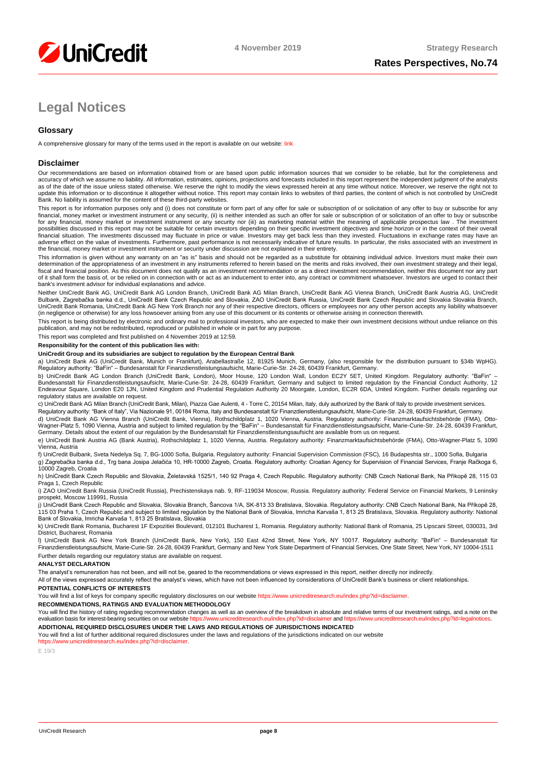# Legal Notices

## Glossary

A comprehensive glossary for many of the terms used in the report is available on our website: link

## Disclaimer

Our recommendations are based on information obtained from or are based upon public information sources that we consider to be reliable, but for the completeness and accuracy of which we assume no liability. All information, estimates, opinions, projections and forecasts included in this report represent the independent judgment of the analysts as of the date of the issue unless stated otherwise. We reserve the right to modify the views expressed herein at any time without notice. Moreover, we reserve the right not to update this information or to discontinue it altogether without notice. This report may contain links to websites of third parties, the content of which is not controlled by UniCredit Bank. No liability is assumed for the content of these third-party websites.

This report is for information purposes only and (i) does not constitute or form part of any offer for sale or subscription of or solicitation of any offer to buy or subscribe for any financial, money market or investment instrument or any security, (ii) is neither intended as such an offer for sale or subscription of or solicitation of an offer to buy or subscribe for any financial, money market or investment instrument or any security nor (iii) as marketing material within the meaning of applicable prospectus law . The investment possibilities discussed in this report may not be suitable for certain investors depending on their specific investment objectives and time horizon or in the context of their overall financial situation. The investments discussed may fluctuate in price or value. Investors may get back less than they invested. Fluctuations in exchange rates may have an adverse effect on the value of investments. Furthermore, past performance is not necessarily indicative of future results. In particular, the risks associated with an investment in the financial, money market or investment instrument or security under discussion are not explained in their entirety.

This information is given without any warranty on an "as is" basis and should not be regarded as a substitute for obtaining individual advice. Investors must make their own determination of the appropriateness of an investment in any instruments referred to herein based on the merits and risks involved, their own investment strategy and their legal, fiscal and financial position. As this document does not qualify as an investment recommendation or as a direct investment recommendation, neither this document nor any part of it shall form the basis of, or be relied on in connection with or act as an inducement to enter into, any contract or commitment whatsoever. Investors are urged to contact their bank's investment advisor for individual explanations and advice.

Neither UniCredit Bank AG, UniCredit Bank AG London Branch, UniCredit Bank AG Milan Branch, UniCredit Bank AG Vienna Branch, UniCredit Bank Austria AG, UniCredit Bulbank, Zagrebačka banka d.d., UniCredit Bank Czech Republic and Slovakia, ZAO UniCredit Bank Russia, UniCredit Bank Czech Republic and Slovakia Slovakia Branch, UniCredit Bank Romania, UniCredit Bank AG New York Branch nor any of their respective directors, officers or employees nor any other person accepts any liability whatsoever (in negligence or otherwise) for any loss howsoever arising from any use of this document or its contents or otherwise arising in connection therewith.

This report is being distributed by electronic and ordinary mail to professional investors, who are expected to make their own investment decisions without undue reliance on this publication, and may not be redistributed, reproduced or published in whole or in part for any purpose.

This report was completed and first published on 4 November 2019 at 12:59.

**Responsibility for the content of this publication lies with:**

**UniCredit Group and its subsidiaries are subject to regulation by the European Central Bank**

a) UniCredit Bank AG (UniCredit Bank, Munich or Frankfurt), Arabellastraße 12, 81925 Munich, Germany, (also responsible for the distribution pursuant to §34b WpHG). Regulatory authority: "BaFin" – Bundesanstalt für Finanzdienstleistungsaufsicht, Marie-Curie-Str. 24-28, 60439 Frankfurt, Germany.

b) UniCredit Bank AG London Branch (UniCredit Bank, London), Moor House, 120 London Wall, London EC2Y 5ET, United Kingdom. Regulatory authority: "BaFin" – Bundesanstalt für Finanzdienstleistungsaufsicht, Marie-Curie-Str. 24-28, 60439 Frankfurt, Germany and subject to limited regulation by the Financial Conduct Authority, 12 Endeavour Square, London E20 1JN, United Kingdom and Prudential Regulation Authority 20 Moorgate, London, EC2R 6DA, United Kingdom. Further details regarding our regulatory status are available on request.

c) UniCredit Bank AG Milan Branch (UniCredit Bank, Milan), Piazza Gae Aulenti, 4 - Torre C, 20154 Milan, Italy, duly authorized by the Bank of Italy to provide investment services.

Regulatory authority: "Bank of Italy", Via Nazionale 91, 00184 Roma, Italy and Bundesanstalt für Finanzdienstleistungsaufsicht, Marie-Curie-Str. 24-28, 60439 Frankfurt, Germany.

d) UniCredit Bank AG Vienna Branch (UniCredit Bank, Vienna), Rothschildplatz 1, 1020 Vienna, Austria. Regulatory authority: Finanzmarktaufsichtsbehörde (FMA), Otto-Wagner-Platz 5, 1090 Vienna, Austria and subject to limited regulation by the "BaFin" – Bundesanstalt für Finanzdienstleistungsaufsicht, Marie-Curie-Str. 24-28, 60439 Frankfurt, Germany. Details about the extent of our regulation by the Bundesanstalt für Finanzdienstleistungsaufsicht are available from us on request.

e) UniCredit Bank Austria AG (Bank Austria), Rothschildplatz 1, 1020 Vienna, Austria. Regulatory authority: Finanzmarktaufsichtsbehörde (FMA), Otto-Wagner-Platz 5, 1090 Vienna, Austria

f) UniCredit Bulbank, Sveta Nedelya Sq. 7, BG-1000 Sofia, Bulgaria. Regulatory authority: Financial Supervision Commission (FSC), 16 Budapeshta str., 1000 Sofia, Bulgaria

g) Zagrebačka banka d.d., Trg bana Josipa Jelačića 10, HR-10000 Zagreb, Croatia. Regulatory authority: Croatian Agency for Supervision of Financial Services, Franje Račkoga 6, 10000 Zagreb, Croatia

h) UniCredit Bank Czech Republic and Slovakia, Želetavská 1525/1, 140 92 Praga 4, Czech Republic. Regulatory authority: CNB Czech National Bank, Na Příkopě 28, 115 03 Praga 1, Czech Republic

i) ZAO UniCredit Bank Russia (UniCredit Russia), Prechistenskaya nab. 9, RF-119034 Moscow, Russia. Regulatory authority: Federal Service on Financial Markets, 9 Leninsky prospekt, Moscow 119991, Russia

j) UniCredit Bank Czech Republic and Slovakia, Slovakia Branch, Šancova 1/A, SK-813 33 Bratislava, Slovakia. Regulatory authority: CNB Czech National Bank, Na Příkopě 28, 115 03 Praha 1, Czech Republic and subject to limited regulation by the National Bank of Slovakia, Imricha Karvaša 1, 813 25 Bratislava, Slovakia. Regulatory authority: National Bank of Slovakia, Imricha Karvaša 1, 813 25 Bratislava, Slovakia

k) UniCredit Bank Romania, Bucharest 1F Expozitiei Boulevard, 012101 Bucharest 1, Romania. Regulatory authority: National Bank of Romania, 25 Lipscani Street, 030031, 3rd District, Bucharest, Romania

l) UniCredit Bank AG New York Branch (UniCredit Bank, New York), 150 East 42nd Street, New York, NY 10017. Regulatory authority: "BaFin" – Bundesanstalt für Finanzdienstleistungsaufsicht, Marie-Curie-Str. 24-28, 60439 Frankfurt, Germany and New York State Department of Financial Services, One State Street, New York, NY 10004-1511

Further details regarding our regulatory status are available on request.

**ANALYST DECLARATION**

The analyst's remuneration has not been, and will not be, geared to the recommendations or views expressed in this report, neither directly nor indirectly.

All of the views expressed accurately reflect the analyst's views, which have not been influenced by considerations of UniCredit Bank's business or client relationships.

**POTENTIAL CONFLICTS OF INTERESTS**

You will find a list of keys for company specific regulatory disclosures on our website https://www.unicreditresearch.eu/index.php?id=disclaimer.

**RECOMMENDATIONS, RATINGS AND EVALUATION METHODOLOGY**

You will find the history of rating regarding recommendation changes as well as an overview of the breakdown in absolute and relative terms of our investment ratings, and a note on the evaluation basis for interest-bearing securities on our website https://www.unicreditresearch.eu/index.php?id=disclaimer and https://www.unicreditresearch.eu/index.php?id=legalnotices.

**ADDITIONAL REQUIRED DISCLOSURES UNDER THE LAWS AND REGULATIONS OF JURISDICTIONS INDICATED**

You will find a list of further additional required disclosures under the laws and regulations of the jurisdictions indicated on our website https://www.unicreditresearch.eu/index.php?id=disclaimer.

E 19/3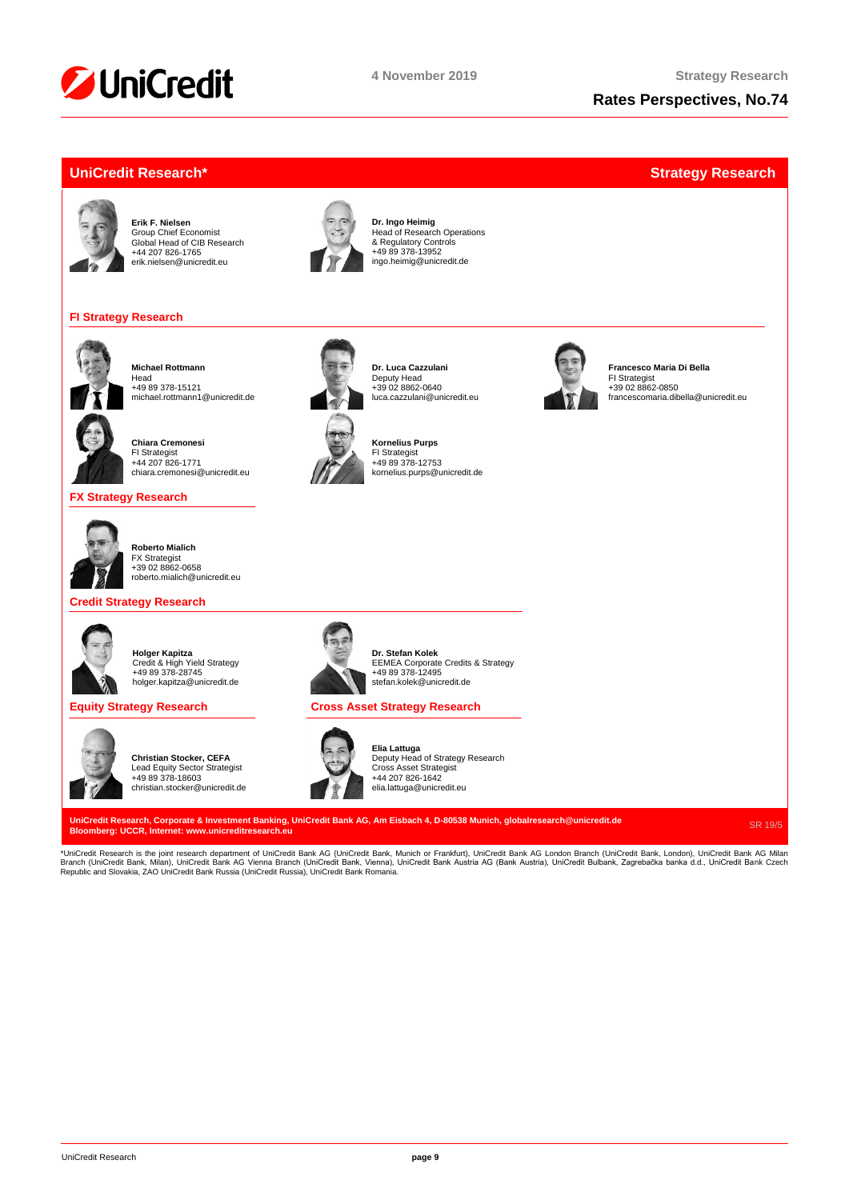## UniCredit Research*

## Strategy Research

**Erik F. Nielsen**
Group Chief Economist
Global Head of CIB Research
+44 207 826-1765
erik.nielsen@unicredit.eu

**Dr. Ingo Heimig**
Head of Research Operations
& Regulatory Controls
+49 89 378-13952
ingo.heimig@unicredit.de

### FI Strategy Research

**Michael Rottmann**
Head
+49 89 378-15121
michael.rottmann1@unicredit.de

**Dr. Luca Cazzulani**
Deputy Head
+39 02 8862-0640
luca.cazzulani@unicredit.eu

**Francesco Maria Di Bella**
FI Strategist
+39 02 8862-0850
francescomaria.dibella@unicredit.eu

**Chiara Cremonesi**
FI Strategist
+44 207 826-1771
chiara.cremonesi@unicredit.eu

**Kornelius Purps**
FI Strategist
+49 89 378-12753
kornelius.purps@unicredit.de

### FX Strategy Research

**Roberto Mialich**
FX Strategist
+39 02 8862-0658
roberto.mialich@unicredit.eu

### Credit Strategy Research

**Holger Kapitza**
Credit & High Yield Strategy
+49 89 378-28745
holger.kapitza@unicredit.de

**Dr. Stefan Kolek**
EEMEA Corporate Credits & Strategy
+49 89 378-12495
stefan.kolek@unicredit.de

### Equity Strategy Research

**Christian Stocker, CEFA**
Lead Equity Sector Strategist
+49 89 378-18603
christian.stocker@unicredit.de

### Cross Asset Strategy Research

**Elia Lattuga**
Deputy Head of Strategy Research
Cross Asset Strategist
+44 207 826-1642
elia.lattuga@unicredit.eu

**UniCredit Research, Corporate & Investment Banking, UniCredit Bank AG, Am Eisbach 4, D-80538 Munich, globalresearch@unicredit.de**
**Bloomberg: UCCR, Internet: www.unicreditresearch.eu**

SR 19/5

*UniCredit Research is the joint research department of UniCredit Bank AG (UniCredit Bank, Munich or Frankfurt), UniCredit Bank AG London Branch (UniCredit Bank, London), UniCredit Bank AG Milan Branch (UniCredit Bank, Milan), UniCredit Bank AG Vienna Branch (UniCredit Bank, Vienna), UniCredit Bank Austria AG (Bank Austria), UniCredit Bulbank, Zagrebačka banka d.d., UniCredit Bank Czech Republic and Slovakia, ZAO UniCredit Bank Russia (UniCredit Russia), UniCredit Bank Romania.